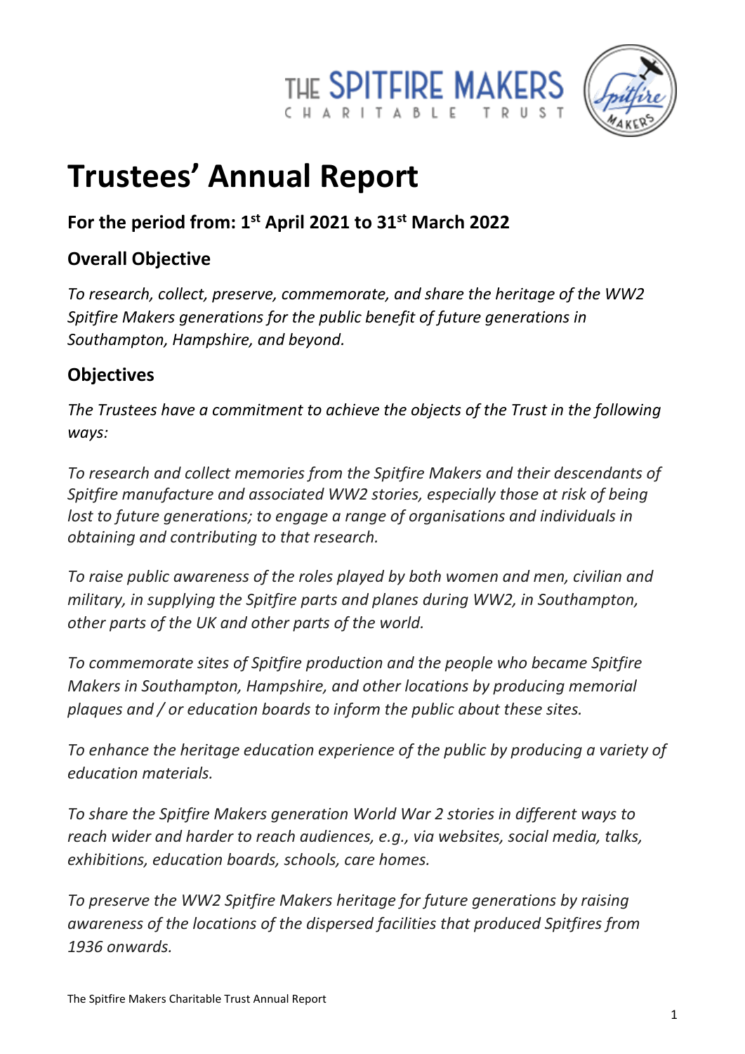# Trustees' Annual Report

## For the period from: 1st April 2021 to 31st March 2022

## Overall Objective

*To research, collect, preserve, commemorate, and share the heritage of the WW2 Spitfire Makers generations for the public benefit of future generations in Southampton, Hampshire, and beyond.*

## Objectives

*The Trustees have a commitment to achieve the objects of the Trust in the following ways:*

*To research and collect memories from the Spitfire Makers and their descendants of Spitfire manufacture and associated WW2 stories, especially those at risk of being lost to future generations; to engage a range of organisations and individuals in obtaining and contributing to that research.*

*To raise public awareness of the roles played by both women and men, civilian and military, in supplying the Spitfire parts and planes during WW2, in Southampton, other parts of the UK and other parts of the world.*

*To commemorate sites of Spitfire production and the people who became Spitfire Makers in Southampton, Hampshire, and other locations by producing memorial plaques and / or education boards to inform the public about these sites.*

*To enhance the heritage education experience of the public by producing a variety of education materials.*

*To share the Spitfire Makers generation World War 2 stories in different ways to reach wider and harder to reach audiences, e.g., via websites, social media, talks, exhibitions, education boards, schools, care homes.*

*To preserve the WW2 Spitfire Makers heritage for future generations by raising awareness of the locations of the dispersed facilities that produced Spitfires from 1936 onwards.*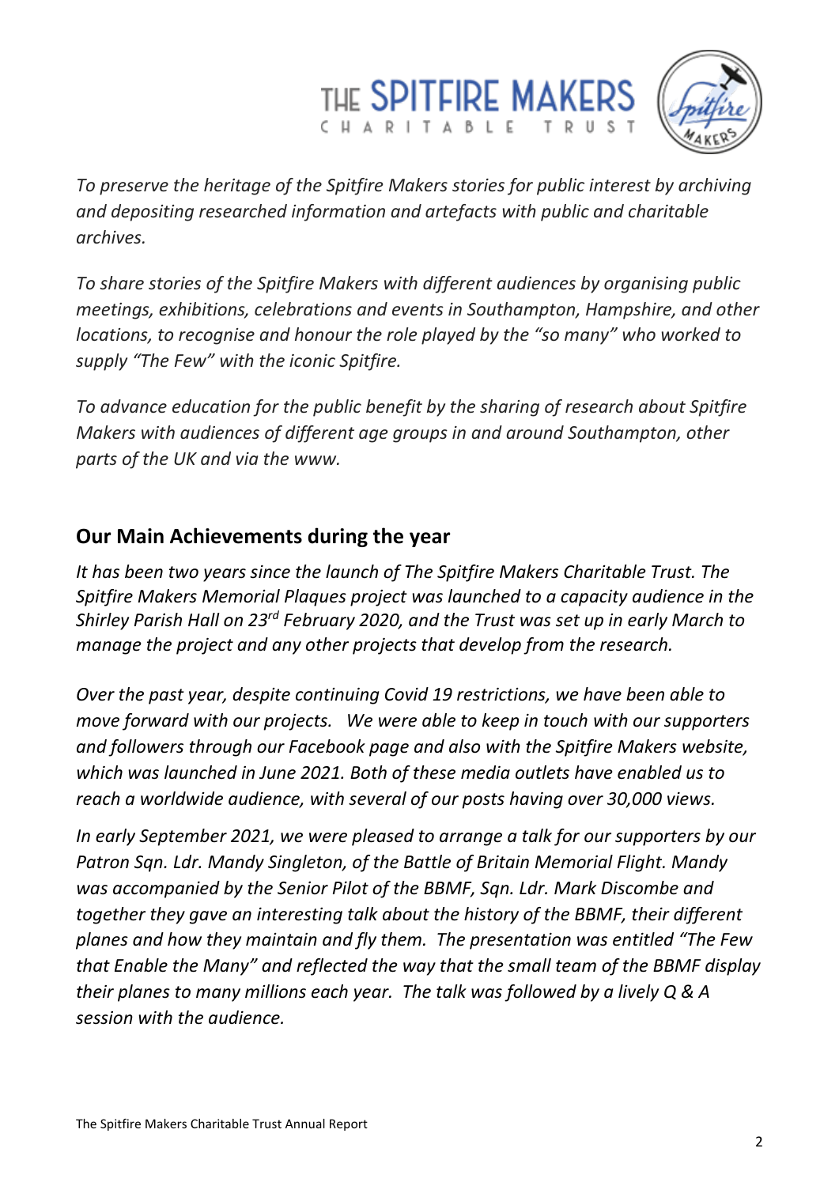*To preserve the heritage of the Spitfire Makers stories for public interest by archiving and depositing researched information and artefacts with public and charitable archives.*

*To share stories of the Spitfire Makers with different audiences by organising public meetings, exhibitions, celebrations and events in Southampton, Hampshire, and other locations, to recognise and honour the role played by the "so many" who worked to supply "The Few" with the iconic Spitfire.*

*To advance education for the public benefit by the sharing of research about Spitfire Makers with audiences of different age groups in and around Southampton, other parts of the UK and via the www.*

## Our Main Achievements during the year

*It has been two years since the launch of The Spitfire Makers Charitable Trust. The Spitfire Makers Memorial Plaques project was launched to a capacity audience in the Shirley Parish Hall on 23rd February 2020, and the Trust was set up in early March to manage the project and any other projects that develop from the research.*

*Over the past year, despite continuing Covid 19 restrictions, we have been able to move forward with our projects. We were able to keep in touch with our supporters and followers through our Facebook page and also with the Spitfire Makers website, which was launched in June 2021. Both of these media outlets have enabled us to reach a worldwide audience, with several of our posts having over 30,000 views.*

*In early September 2021, we were pleased to arrange a talk for our supporters by our Patron Sqn. Ldr. Mandy Singleton, of the Battle of Britain Memorial Flight. Mandy was accompanied by the Senior Pilot of the BBMF, Sqn. Ldr. Mark Discombe and together they gave an interesting talk about the history of the BBMF, their different planes and how they maintain and fly them. The presentation was entitled "The Few that Enable the Many" and reflected the way that the small team of the BBMF display their planes to many millions each year. The talk was followed by a lively Q & A session with the audience.*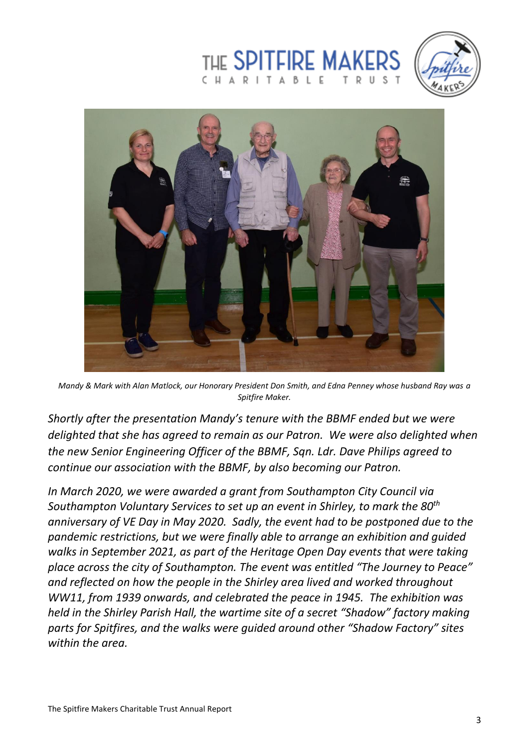Mandy & Mark with Alan Matlock, our Honorary President Don Smith, and Edna Penney whose husband Ray was a Spitfire Maker.

*Shortly after the presentation Mandy's tenure with the BBMF ended but we were delighted that she has agreed to remain as our Patron. We were also delighted when the new Senior Engineering Officer of the BBMF, Sqn. Ldr. Dave Philips agreed to continue our association with the BBMF, by also becoming our Patron.*

*In March 2020, we were awarded a grant from Southampton City Council via Southampton Voluntary Services to set up an event in Shirley, to mark the 80th anniversary of VE Day in May 2020. Sadly, the event had to be postponed due to the pandemic restrictions, but we were finally able to arrange an exhibition and guided walks in September 2021, as part of the Heritage Open Day events that were taking place across the city of Southampton. The event was entitled "The Journey to Peace" and reflected on how the people in the Shirley area lived and worked throughout WW11, from 1939 onwards, and celebrated the peace in 1945. The exhibition was held in the Shirley Parish Hall, the wartime site of a secret "Shadow" factory making parts for Spitfires, and the walks were guided around other "Shadow Factory" sites within the area.*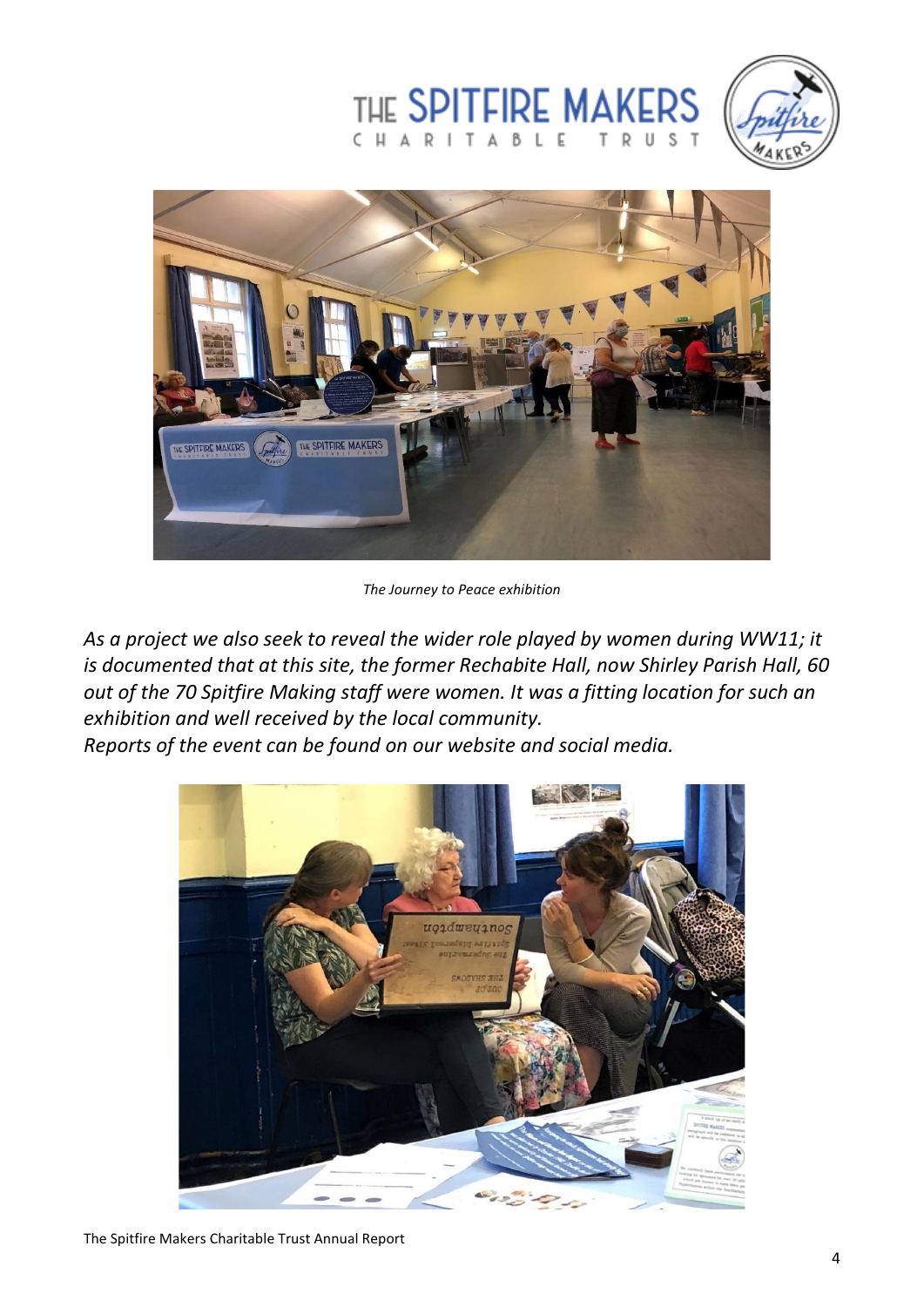*The Journey to Peace exhibition*

*As a project we also seek to reveal the wider role played by women during WW11; it is documented that at this site, the former Rechabite Hall, now Shirley Parish Hall, 60 out of the 70 Spitfire Making staff were women. It was a fitting location for such an exhibition and well received by the local community.*
*Reports of the event can be found on our website and social media.*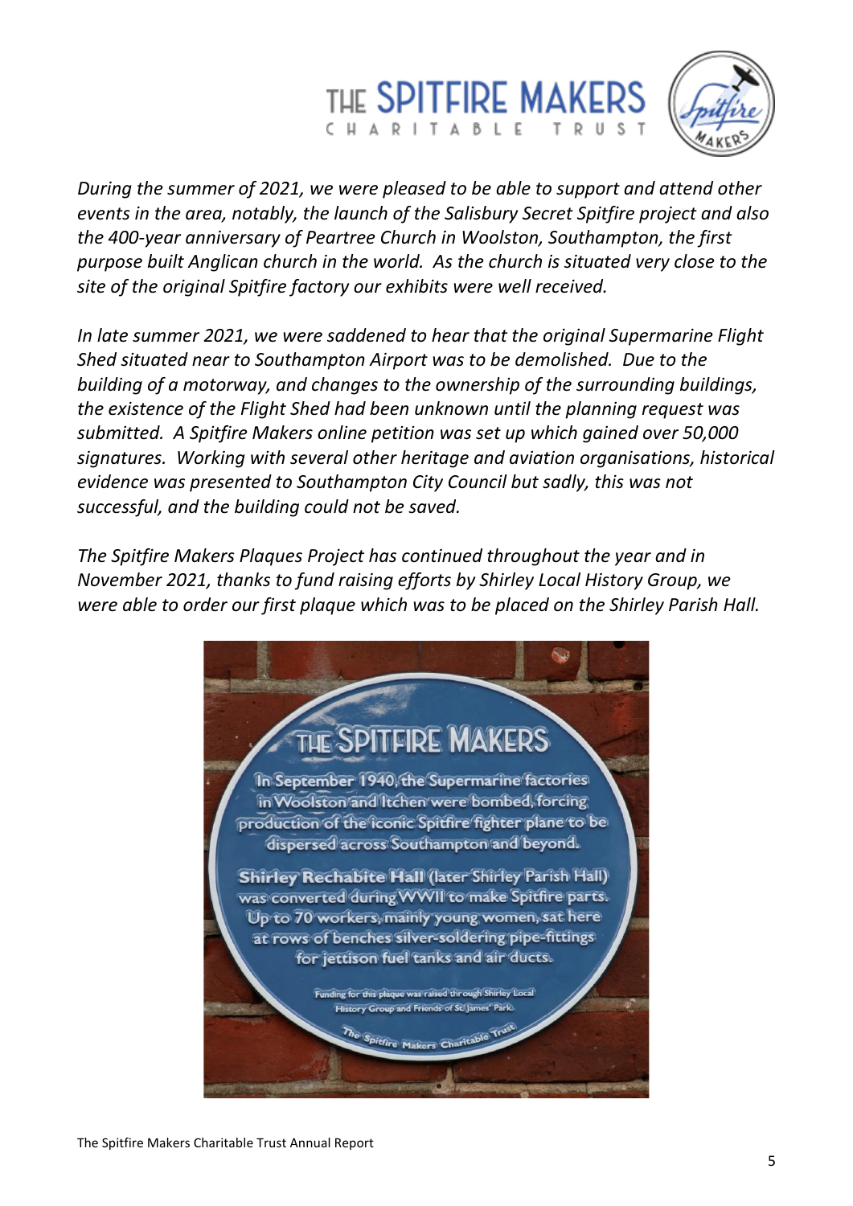*During the summer of 2021, we were pleased to be able to support and attend other events in the area, notably, the launch of the Salisbury Secret Spitfire project and also the 400-year anniversary of Peartree Church in Woolston, Southampton, the first purpose built Anglican church in the world. As the church is situated very close to the site of the original Spitfire factory our exhibits were well received.*

*In late summer 2021, we were saddened to hear that the original Supermarine Flight Shed situated near to Southampton Airport was to be demolished. Due to the building of a motorway, and changes to the ownership of the surrounding buildings, the existence of the Flight Shed had been unknown until the planning request was submitted. A Spitfire Makers online petition was set up which gained over 50,000 signatures. Working with several other heritage and aviation organisations, historical evidence was presented to Southampton City Council but sadly, this was not successful, and the building could not be saved.*

*The Spitfire Makers Plaques Project has continued throughout the year and in November 2021, thanks to fund raising efforts by Shirley Local History Group, we were able to order our first plaque which was to be placed on the Shirley Parish Hall.*

> **THE SPITFIRE MAKERS**
>
> In September 1940, the Supermarine factories in Woolston and Itchen were bombed, forcing production of the iconic Spitfire fighter plane to be dispersed across Southampton and beyond.
>
> **Shirley Rechabite Hall** (later Shirley Parish Hall) was converted during WWII to make Spitfire parts. Up to 70 workers, mainly young women, sat here at rows of benches silver-soldering pipe-fittings for jettison fuel tanks and air ducts.
>
> Funding for this plaque was raised through Shirley Local History Group and Friends of St. James' Park.
>
> The Spitfire Makers Charitable Trust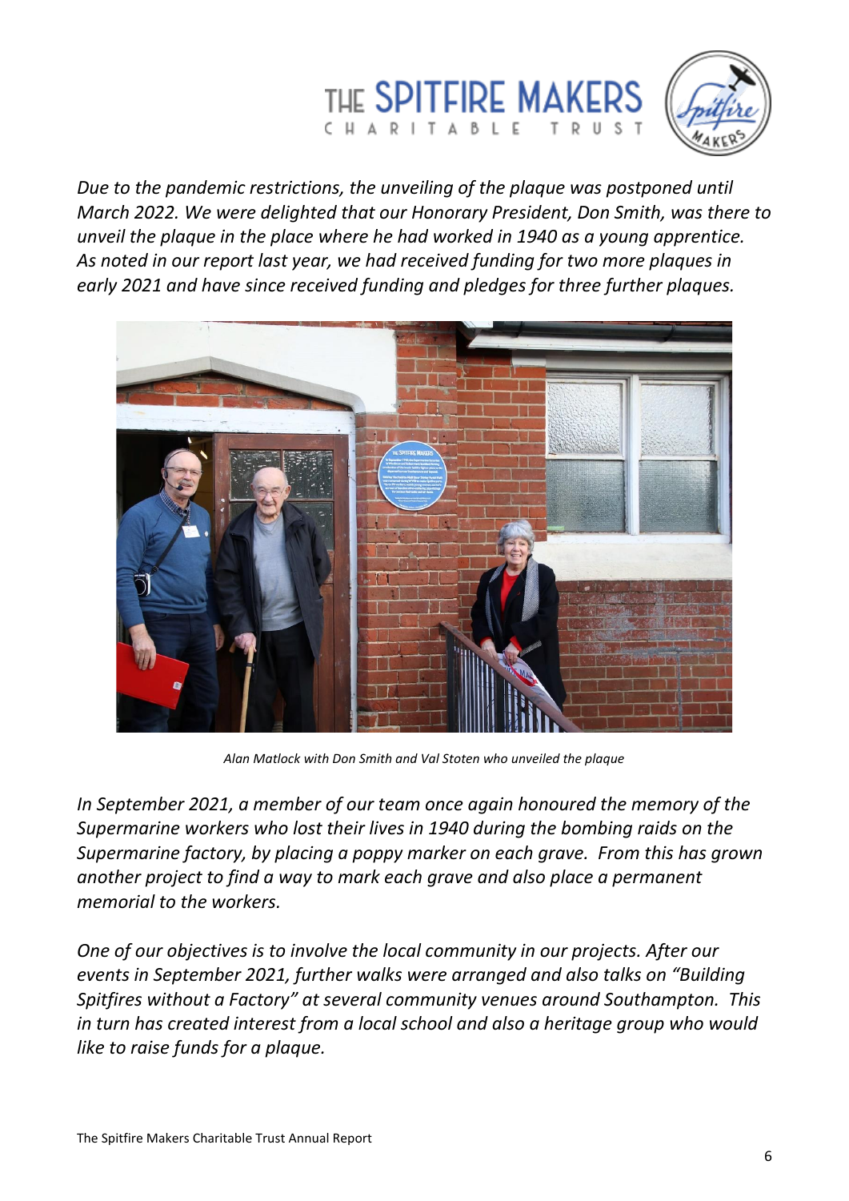*Due to the pandemic restrictions, the unveiling of the plaque was postponed until March 2022. We were delighted that our Honorary President, Don Smith, was there to unveil the plaque in the place where he had worked in 1940 as a young apprentice. As noted in our report last year, we had received funding for two more plaques in early 2021 and have since received funding and pledges for three further plaques.*

*Alan Matlock with Don Smith and Val Stoten who unveiled the plaque*

*In September 2021, a member of our team once again honoured the memory of the Supermarine workers who lost their lives in 1940 during the bombing raids on the Supermarine factory, by placing a poppy marker on each grave. From this has grown another project to find a way to mark each grave and also place a permanent memorial to the workers.*

*One of our objectives is to involve the local community in our projects. After our events in September 2021, further walks were arranged and also talks on "Building Spitfires without a Factory" at several community venues around Southampton. This in turn has created interest from a local school and also a heritage group who would like to raise funds for a plaque.*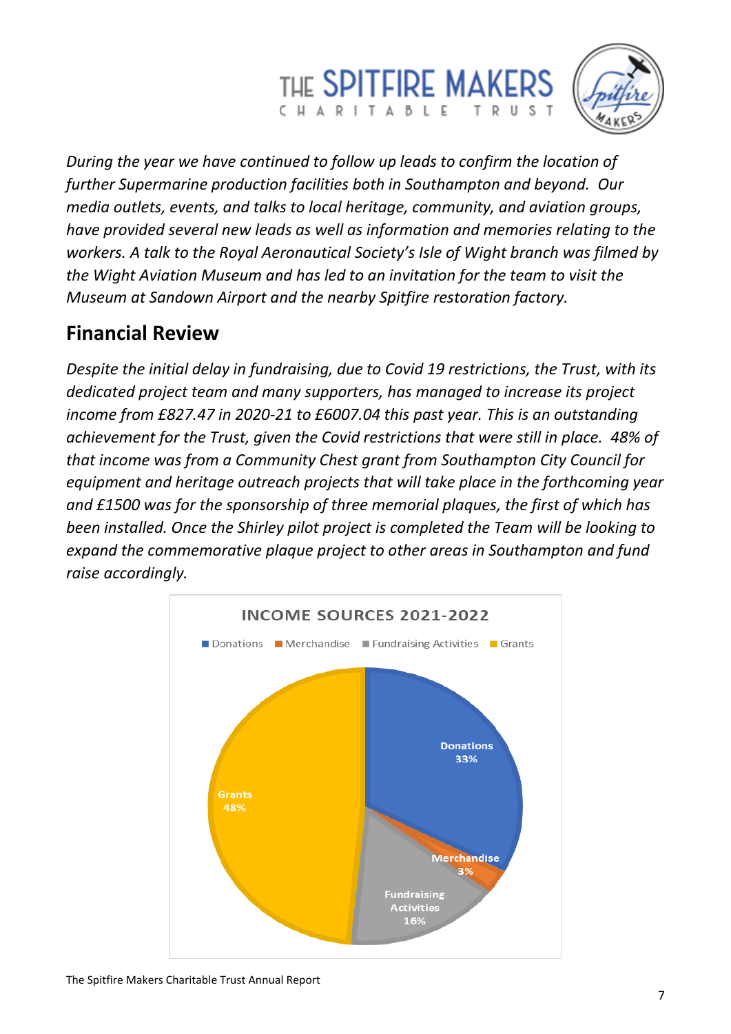*During the year we have continued to follow up leads to confirm the location of further Supermarine production facilities both in Southampton and beyond. Our media outlets, events, and talks to local heritage, community, and aviation groups, have provided several new leads as well as information and memories relating to the workers. A talk to the Royal Aeronautical Society's Isle of Wight branch was filmed by the Wight Aviation Museum and has led to an invitation for the team to visit the Museum at Sandown Airport and the nearby Spitfire restoration factory.*

## Financial Review

*Despite the initial delay in fundraising, due to Covid 19 restrictions, the Trust, with its dedicated project team and many supporters, has managed to increase its project income from £827.47 in 2020-21 to £6007.04 this past year. This is an outstanding achievement for the Trust, given the Covid restrictions that were still in place. 48% of that income was from a Community Chest grant from Southampton City Council for equipment and heritage outreach projects that will take place in the forthcoming year and £1500 was for the sponsorship of three memorial plaques, the first of which has been installed. Once the Shirley pilot project is completed the Team will be looking to expand the commemorative plaque project to other areas in Southampton and fund raise accordingly.*

**INCOME SOURCES 2021-2022**

| Source | Percentage |
| --- | --- |
| Donations | 33% |
| Merchandise | 3% |
| Fundraising Activities | 16% |
| Grants | 48% |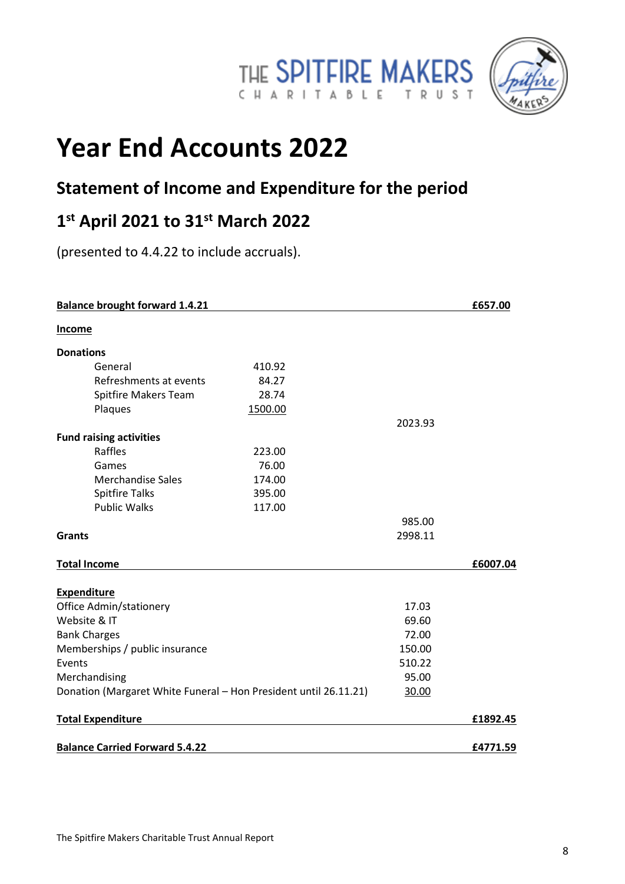THE SPITFIRE MAKERS
CHARITABLE TRUST

# Year End Accounts 2022

## Statement of Income and Expenditure for the period

## 1st April 2021 to 31st March 2022

(presented to 4.4.22 to include accruals).

| | | | |
|---|---|---|---|
| **Balance brought forward 1.4.21** | | | **£657.00** |
| **Income** | | | |
| **Donations** | | | |
| General | 410.92 | | |
| Refreshments at events | 84.27 | | |
| Spitfire Makers Team | 28.74 | | |
| Plaques | 1500.00 | | |
| | | 2023.93 | |
| **Fund raising activities** | | | |
| Raffles | 223.00 | | |
| Games | 76.00 | | |
| Merchandise Sales | 174.00 | | |
| Spitfire Talks | 395.00 | | |
| Public Walks | 117.00 | | |
| | | 985.00 | |
| **Grants** | | 2998.11 | |
| **Total Income** | | | **£6007.04** |
| **Expenditure** | | | |
| Office Admin/stationery | | 17.03 | |
| Website & IT | | 69.60 | |
| Bank Charges | | 72.00 | |
| Memberships / public insurance | | 150.00 | |
| Events | | 510.22 | |
| Merchandising | | 95.00 | |
| Donation (Margaret White Funeral – Hon President until 26.11.21) | | 30.00 | |
| **Total Expenditure** | | | **£1892.45** |
| **Balance Carried Forward 5.4.22** | | | **£4771.59** |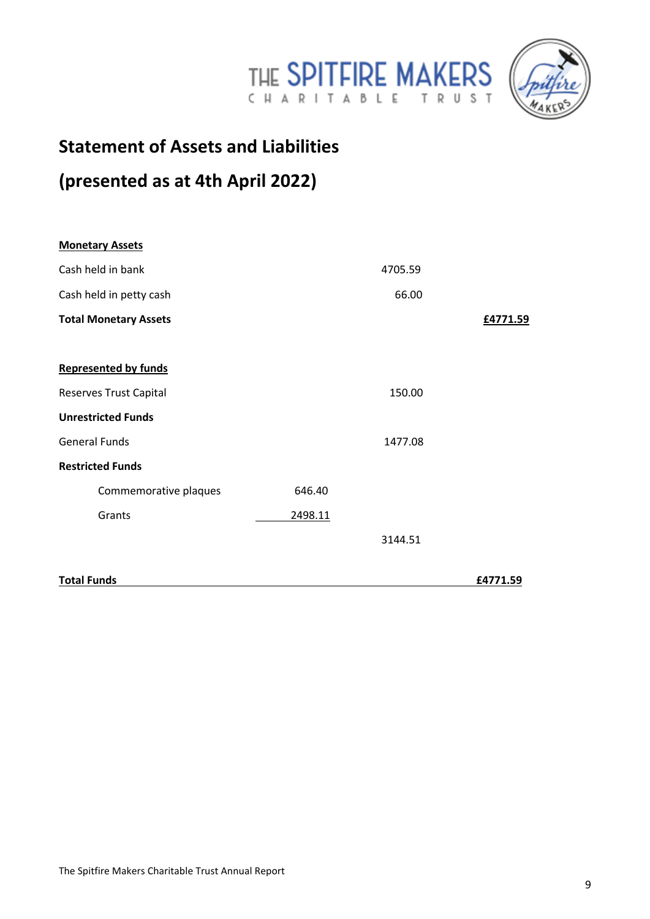## Statement of Assets and Liabilities

## (presented as at 4th April 2022)

| | | | |
|---|---|---|---|
| **Monetary Assets** | | | |
| Cash held in bank | | 4705.59 | |
| Cash held in petty cash | | 66.00 | |
| **Total Monetary Assets** | | | **£4771.59** |
| | | | |
| **Represented by funds** | | | |
| Reserves Trust Capital | | 150.00 | |
| **Unrestricted Funds** | | | |
| General Funds | | 1477.08 | |
| **Restricted Funds** | | | |
| Commemorative plaques | 646.40 | | |
| Grants | 2498.11 | | |
| | | 3144.51 | |
| | | | |
| **Total Funds** | | | **£4771.59** |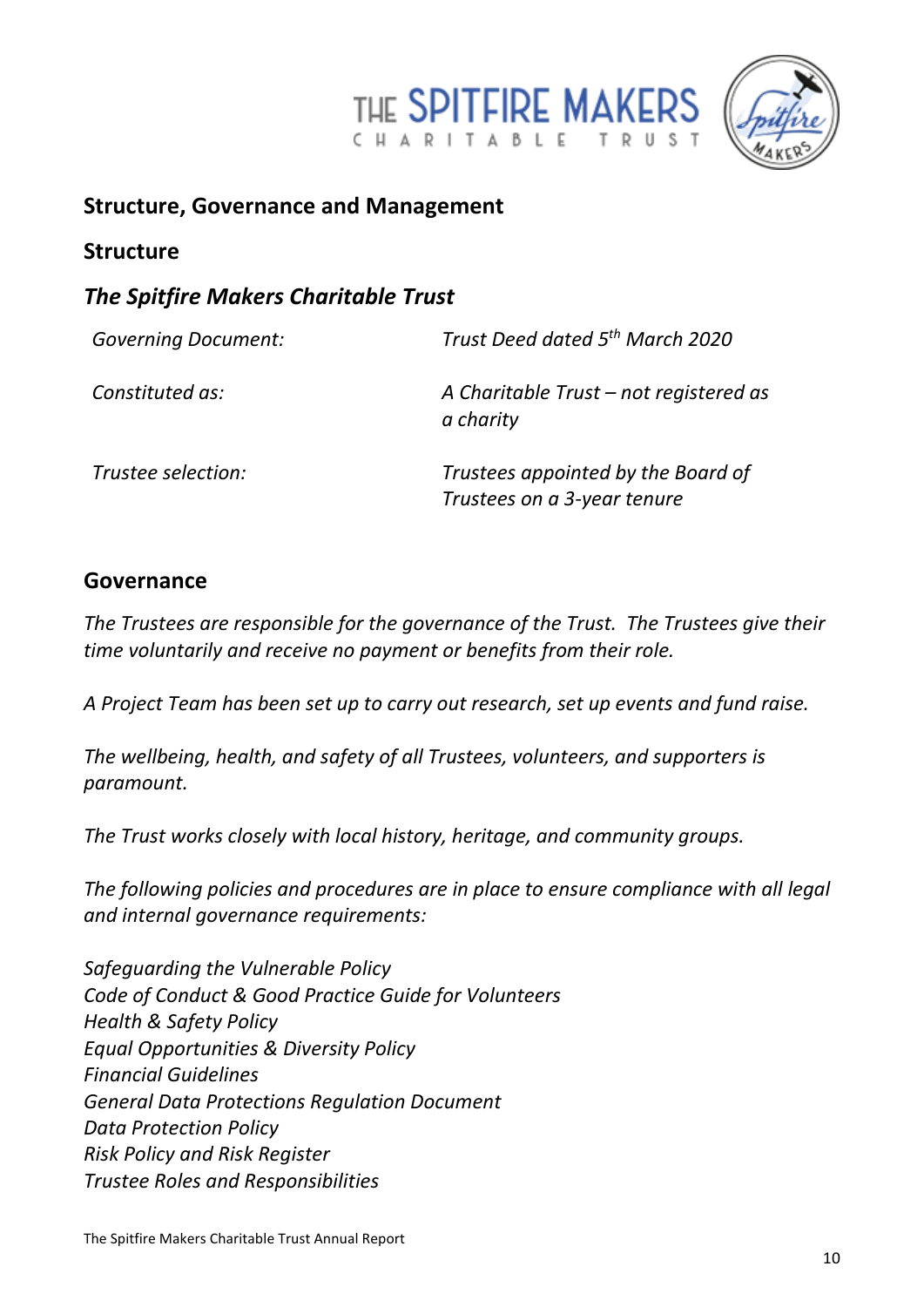## Structure, Governance and Management

### Structure

### *The Spitfire Makers Charitable Trust*

| | |
|---|---|
| *Governing Document:* | *Trust Deed dated 5th March 2020* |
| *Constituted as:* | *A Charitable Trust – not registered as a charity* |
| *Trustee selection:* | *Trustees appointed by the Board of Trustees on a 3-year tenure* |

### Governance

*The Trustees are responsible for the governance of the Trust. The Trustees give their time voluntarily and receive no payment or benefits from their role.*

*A Project Team has been set up to carry out research, set up events and fund raise.*

*The wellbeing, health, and safety of all Trustees, volunteers, and supporters is paramount.*

*The Trust works closely with local history, heritage, and community groups.*

*The following policies and procedures are in place to ensure compliance with all legal and internal governance requirements:*

*Safeguarding the Vulnerable Policy*
*Code of Conduct & Good Practice Guide for Volunteers*
*Health & Safety Policy*
*Equal Opportunities & Diversity Policy*
*Financial Guidelines*
*General Data Protections Regulation Document*
*Data Protection Policy*
*Risk Policy and Risk Register*
*Trustee Roles and Responsibilities*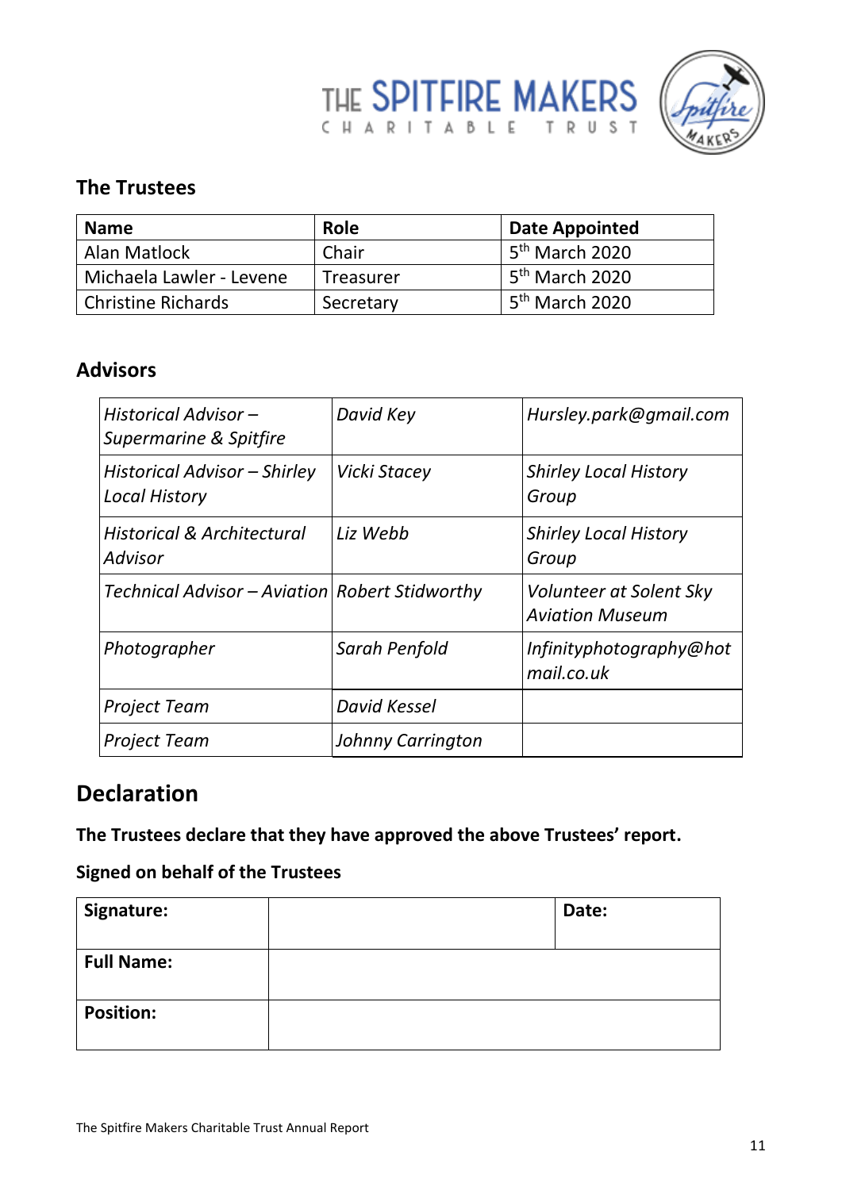## The Trustees

| Name | Role | Date Appointed |
|---|---|---|
| Alan Matlock | Chair | 5th March 2020 |
| Michaela Lawler - Levene | Treasurer | 5th March 2020 |
| Christine Richards | Secretary | 5th March 2020 |

## Advisors

| | | |
|---|---|---|
| *Historical Advisor – Supermarine & Spitfire* | *David Key* | *Hursley.park@gmail.com* |
| *Historical Advisor – Shirley Local History* | *Vicki Stacey* | *Shirley Local History Group* |
| *Historical & Architectural Advisor* | *Liz Webb* | *Shirley Local History Group* |
| *Technical Advisor – Aviation* | *Robert Stidworthy* | *Volunteer at Solent Sky Aviation Museum* |
| *Photographer* | *Sarah Penfold* | *Infinityphotography@hotmail.co.uk* |
| *Project Team* | *David Kessel* | |
| *Project Team* | *Johnny Carrington* | |

# Declaration

**The Trustees declare that they have approved the above Trustees' report.**

**Signed on behalf of the Trustees**

| | | |
|---|---|---|
| **Signature:** | | **Date:** |
| **Full Name:** | | |
| **Position:** | | |